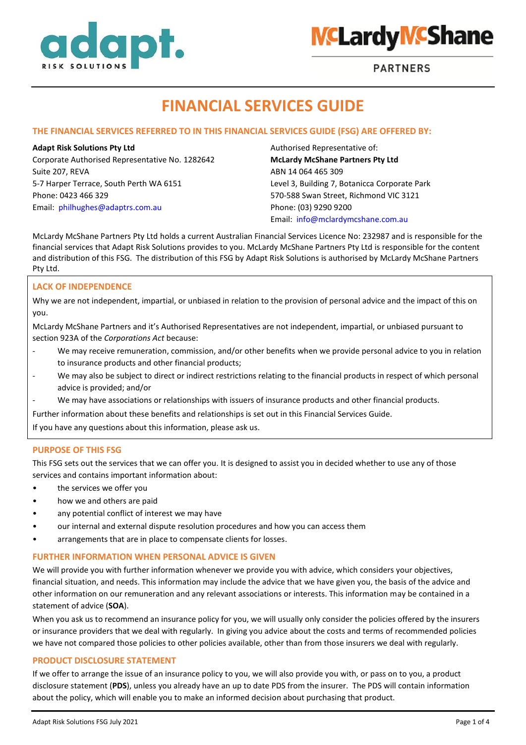# FINANCIAL SERVICES GUIDE

## THE FINANCIAL SERVICES REFERRED TO IN THIS FINANCIAL SERVICES GUIDE (FSG) ARE OFFERED BY:

**Adapt Risk Solutions Pty Ltd**
Corporate Authorised Representative No. 1282642
Suite 207, REVA
5-7 Harper Terrace, South Perth WA 6151
Phone: 0423 466 329
Email: philhughes@adaptrs.com.au

Authorised Representative of:
**McLardy McShane Partners Pty Ltd**
ABN 14 064 465 309
Level 3, Building 7, Botanicca Corporate Park
570-588 Swan Street, Richmond VIC 3121
Phone: (03) 9290 9200
Email: info@mclardymcshane.com.au

McLardy McShane Partners Pty Ltd holds a current Australian Financial Services Licence No: 232987 and is responsible for the financial services that Adapt Risk Solutions provides to you. McLardy McShane Partners Pty Ltd is responsible for the content and distribution of this FSG. The distribution of this FSG by Adapt Risk Solutions is authorised by McLardy McShane Partners Pty Ltd.

## LACK OF INDEPENDENCE

Why we are not independent, impartial, or unbiased in relation to the provision of personal advice and the impact of this on you.

McLardy McShane Partners and it's Authorised Representatives are not independent, impartial, or unbiased pursuant to section 923A of the *Corporations Act* because:

- We may receive remuneration, commission, and/or other benefits when we provide personal advice to you in relation to insurance products and other financial products;
- We may also be subject to direct or indirect restrictions relating to the financial products in respect of which personal advice is provided; and/or
- We may have associations or relationships with issuers of insurance products and other financial products.

Further information about these benefits and relationships is set out in this Financial Services Guide.

If you have any questions about this information, please ask us.

## PURPOSE OF THIS FSG

This FSG sets out the services that we can offer you. It is designed to assist you in decided whether to use any of those services and contains important information about:

- the services we offer you
- how we and others are paid
- any potential conflict of interest we may have
- our internal and external dispute resolution procedures and how you can access them
- arrangements that are in place to compensate clients for losses.

## FURTHER INFORMATION WHEN PERSONAL ADVICE IS GIVEN

We will provide you with further information whenever we provide you with advice, which considers your objectives, financial situation, and needs. This information may include the advice that we have given you, the basis of the advice and other information on our remuneration and any relevant associations or interests. This information may be contained in a statement of advice (**SOA**).

When you ask us to recommend an insurance policy for you, we will usually only consider the policies offered by the insurers or insurance providers that we deal with regularly. In giving you advice about the costs and terms of recommended policies we have not compared those policies to other policies available, other than from those insurers we deal with regularly.

## PRODUCT DISCLOSURE STATEMENT

If we offer to arrange the issue of an insurance policy to you, we will also provide you with, or pass on to you, a product disclosure statement (**PDS**), unless you already have an up to date PDS from the insurer. The PDS will contain information about the policy, which will enable you to make an informed decision about purchasing that product.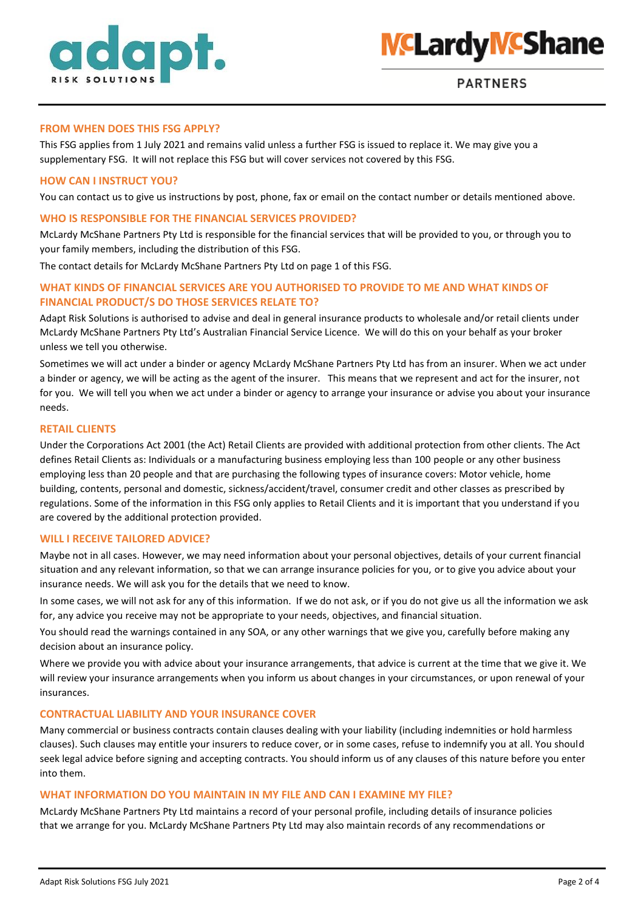## FROM WHEN DOES THIS FSG APPLY?

This FSG applies from 1 July 2021 and remains valid unless a further FSG is issued to replace it. We may give you a supplementary FSG. It will not replace this FSG but will cover services not covered by this FSG.

## HOW CAN I INSTRUCT YOU?

You can contact us to give us instructions by post, phone, fax or email on the contact number or details mentioned above.

## WHO IS RESPONSIBLE FOR THE FINANCIAL SERVICES PROVIDED?

McLardy McShane Partners Pty Ltd is responsible for the financial services that will be provided to you, or through you to your family members, including the distribution of this FSG.

The contact details for McLardy McShane Partners Pty Ltd on page 1 of this FSG.

## WHAT KINDS OF FINANCIAL SERVICES ARE YOU AUTHORISED TO PROVIDE TO ME AND WHAT KINDS OF FINANCIAL PRODUCT/S DO THOSE SERVICES RELATE TO?

Adapt Risk Solutions is authorised to advise and deal in general insurance products to wholesale and/or retail clients under McLardy McShane Partners Pty Ltd's Australian Financial Service Licence. We will do this on your behalf as your broker unless we tell you otherwise.

Sometimes we will act under a binder or agency McLardy McShane Partners Pty Ltd has from an insurer. When we act under a binder or agency, we will be acting as the agent of the insurer. This means that we represent and act for the insurer, not for you. We will tell you when we act under a binder or agency to arrange your insurance or advise you about your insurance needs.

## RETAIL CLIENTS

Under the Corporations Act 2001 (the Act) Retail Clients are provided with additional protection from other clients. The Act defines Retail Clients as: Individuals or a manufacturing business employing less than 100 people or any other business employing less than 20 people and that are purchasing the following types of insurance covers: Motor vehicle, home building, contents, personal and domestic, sickness/accident/travel, consumer credit and other classes as prescribed by regulations. Some of the information in this FSG only applies to Retail Clients and it is important that you understand if you are covered by the additional protection provided.

## WILL I RECEIVE TAILORED ADVICE?

Maybe not in all cases. However, we may need information about your personal objectives, details of your current financial situation and any relevant information, so that we can arrange insurance policies for you, or to give you advice about your insurance needs. We will ask you for the details that we need to know.

In some cases, we will not ask for any of this information. If we do not ask, or if you do not give us all the information we ask for, any advice you receive may not be appropriate to your needs, objectives, and financial situation.

You should read the warnings contained in any SOA, or any other warnings that we give you, carefully before making any decision about an insurance policy.

Where we provide you with advice about your insurance arrangements, that advice is current at the time that we give it. We will review your insurance arrangements when you inform us about changes in your circumstances, or upon renewal of your insurances.

## CONTRACTUAL LIABILITY AND YOUR INSURANCE COVER

Many commercial or business contracts contain clauses dealing with your liability (including indemnities or hold harmless clauses). Such clauses may entitle your insurers to reduce cover, or in some cases, refuse to indemnify you at all. You should seek legal advice before signing and accepting contracts. You should inform us of any clauses of this nature before you enter into them.

## WHAT INFORMATION DO YOU MAINTAIN IN MY FILE AND CAN I EXAMINE MY FILE?

McLardy McShane Partners Pty Ltd maintains a record of your personal profile, including details of insurance policies that we arrange for you. McLardy McShane Partners Pty Ltd may also maintain records of any recommendations or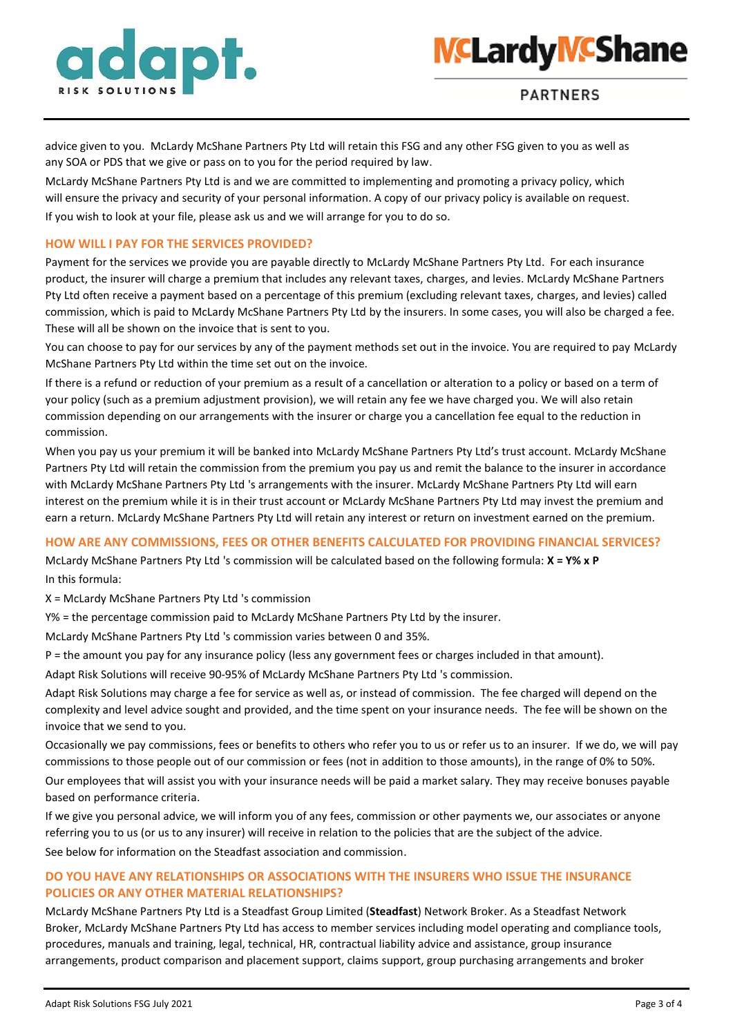advice given to you. McLardy McShane Partners Pty Ltd will retain this FSG and any other FSG given to you as well as any SOA or PDS that we give or pass on to you for the period required by law.

McLardy McShane Partners Pty Ltd is and we are committed to implementing and promoting a privacy policy, which will ensure the privacy and security of your personal information. A copy of our privacy policy is available on request. If you wish to look at your file, please ask us and we will arrange for you to do so.

## HOW WILL I PAY FOR THE SERVICES PROVIDED?

Payment for the services we provide you are payable directly to McLardy McShane Partners Pty Ltd. For each insurance product, the insurer will charge a premium that includes any relevant taxes, charges, and levies. McLardy McShane Partners Pty Ltd often receive a payment based on a percentage of this premium (excluding relevant taxes, charges, and levies) called commission, which is paid to McLardy McShane Partners Pty Ltd by the insurers. In some cases, you will also be charged a fee. These will all be shown on the invoice that is sent to you.

You can choose to pay for our services by any of the payment methods set out in the invoice. You are required to pay McLardy McShane Partners Pty Ltd within the time set out on the invoice.

If there is a refund or reduction of your premium as a result of a cancellation or alteration to a policy or based on a term of your policy (such as a premium adjustment provision), we will retain any fee we have charged you. We will also retain commission depending on our arrangements with the insurer or charge you a cancellation fee equal to the reduction in commission.

When you pay us your premium it will be banked into McLardy McShane Partners Pty Ltd's trust account. McLardy McShane Partners Pty Ltd will retain the commission from the premium you pay us and remit the balance to the insurer in accordance with McLardy McShane Partners Pty Ltd 's arrangements with the insurer. McLardy McShane Partners Pty Ltd will earn interest on the premium while it is in their trust account or McLardy McShane Partners Pty Ltd may invest the premium and earn a return. McLardy McShane Partners Pty Ltd will retain any interest or return on investment earned on the premium.

## HOW ARE ANY COMMISSIONS, FEES OR OTHER BENEFITS CALCULATED FOR PROVIDING FINANCIAL SERVICES?

McLardy McShane Partners Pty Ltd 's commission will be calculated based on the following formula: **X = Y% x P**

In this formula:

X = McLardy McShane Partners Pty Ltd 's commission

Y% = the percentage commission paid to McLardy McShane Partners Pty Ltd by the insurer.

McLardy McShane Partners Pty Ltd 's commission varies between 0 and 35%.

P = the amount you pay for any insurance policy (less any government fees or charges included in that amount).

Adapt Risk Solutions will receive 90-95% of McLardy McShane Partners Pty Ltd 's commission.

Adapt Risk Solutions may charge a fee for service as well as, or instead of commission. The fee charged will depend on the complexity and level advice sought and provided, and the time spent on your insurance needs. The fee will be shown on the invoice that we send to you.

Occasionally we pay commissions, fees or benefits to others who refer you to us or refer us to an insurer. If we do, we will pay commissions to those people out of our commission or fees (not in addition to those amounts), in the range of 0% to 50%.

Our employees that will assist you with your insurance needs will be paid a market salary. They may receive bonuses payable based on performance criteria.

If we give you personal advice, we will inform you of any fees, commission or other payments we, our associates or anyone referring you to us (or us to any insurer) will receive in relation to the policies that are the subject of the advice.

See below for information on the Steadfast association and commission.

## DO YOU HAVE ANY RELATIONSHIPS OR ASSOCIATIONS WITH THE INSURERS WHO ISSUE THE INSURANCE POLICIES OR ANY OTHER MATERIAL RELATIONSHIPS?

McLardy McShane Partners Pty Ltd is a Steadfast Group Limited (**Steadfast**) Network Broker. As a Steadfast Network Broker, McLardy McShane Partners Pty Ltd has access to member services including model operating and compliance tools, procedures, manuals and training, legal, technical, HR, contractual liability advice and assistance, group insurance arrangements, product comparison and placement support, claims support, group purchasing arrangements and broker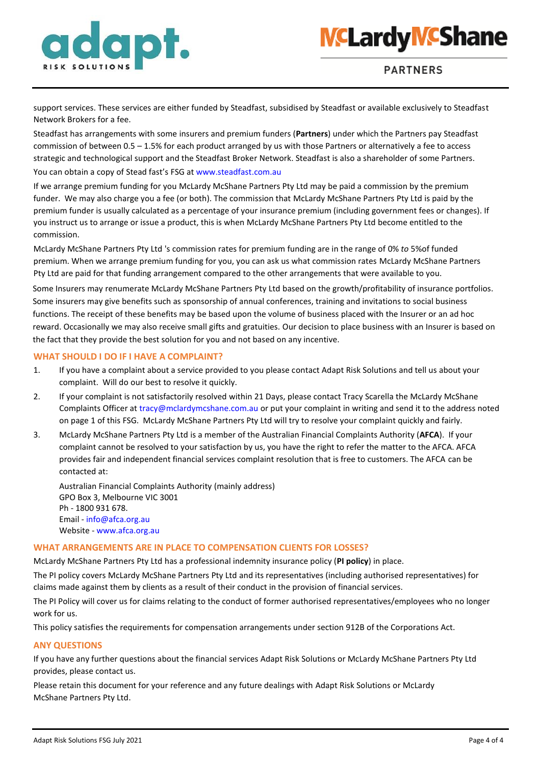support services. These services are either funded by Steadfast, subsidised by Steadfast or available exclusively to Steadfast Network Brokers for a fee.

Steadfast has arrangements with some insurers and premium funders (**Partners**) under which the Partners pay Steadfast commission of between 0.5 – 1.5% for each product arranged by us with those Partners or alternatively a fee to access strategic and technological support and the Steadfast Broker Network. Steadfast is also a shareholder of some Partners.

You can obtain a copy of Stead fast's FSG at www.steadfast.com.au

If we arrange premium funding for you McLardy McShane Partners Pty Ltd may be paid a commission by the premium funder. We may also charge you a fee (or both). The commission that McLardy McShane Partners Pty Ltd is paid by the premium funder is usually calculated as a percentage of your insurance premium (including government fees or changes). If you instruct us to arrange or issue a product, this is when McLardy McShane Partners Pty Ltd become entitled to the commission.

McLardy McShane Partners Pty Ltd 's commission rates for premium funding are in the range of 0% *to* 5%of funded premium. When we arrange premium funding for you, you can ask us what commission rates McLardy McShane Partners Pty Ltd are paid for that funding arrangement compared to the other arrangements that were available to you.

Some Insurers may renumerate McLardy McShane Partners Pty Ltd based on the growth/profitability of insurance portfolios. Some insurers may give benefits such as sponsorship of annual conferences, training and invitations to social business functions. The receipt of these benefits may be based upon the volume of business placed with the Insurer or an ad hoc reward. Occasionally we may also receive small gifts and gratuities. Our decision to place business with an Insurer is based on the fact that they provide the best solution for you and not based on any incentive.

## WHAT SHOULD I DO IF I HAVE A COMPLAINT?

1. If you have a complaint about a service provided to you please contact Adapt Risk Solutions and tell us about your complaint. Will do our best to resolve it quickly.
2. If your complaint is not satisfactorily resolved within 21 Days, please contact Tracy Scarella the McLardy McShane Complaints Officer at tracy@mclardymcshane.com.au or put your complaint in writing and send it to the address noted on page 1 of this FSG. McLardy McShane Partners Pty Ltd will try to resolve your complaint quickly and fairly.
3. McLardy McShane Partners Pty Ltd is a member of the Australian Financial Complaints Authority (**AFCA**). If your complaint cannot be resolved to your satisfaction by us, you have the right to refer the matter to the AFCA. AFCA provides fair and independent financial services complaint resolution that is free to customers. The AFCA can be contacted at:

   Australian Financial Complaints Authority (mainly address)
   GPO Box 3, Melbourne VIC 3001
   Ph - 1800 931 678.
   Email - info@afca.org.au
   Website - www.afca.org.au

## WHAT ARRANGEMENTS ARE IN PLACE TO COMPENSATION CLIENTS FOR LOSSES?

McLardy McShane Partners Pty Ltd has a professional indemnity insurance policy (**PI policy**) in place.

The PI policy covers McLardy McShane Partners Pty Ltd and its representatives (including authorised representatives) for claims made against them by clients as a result of their conduct in the provision of financial services.

The PI Policy will cover us for claims relating to the conduct of former authorised representatives/employees who no longer work for us.

This policy satisfies the requirements for compensation arrangements under section 912B of the Corporations Act.

## ANY QUESTIONS

If you have any further questions about the financial services Adapt Risk Solutions or McLardy McShane Partners Pty Ltd provides, please contact us.

Please retain this document for your reference and any future dealings with Adapt Risk Solutions or McLardy McShane Partners Pty Ltd.